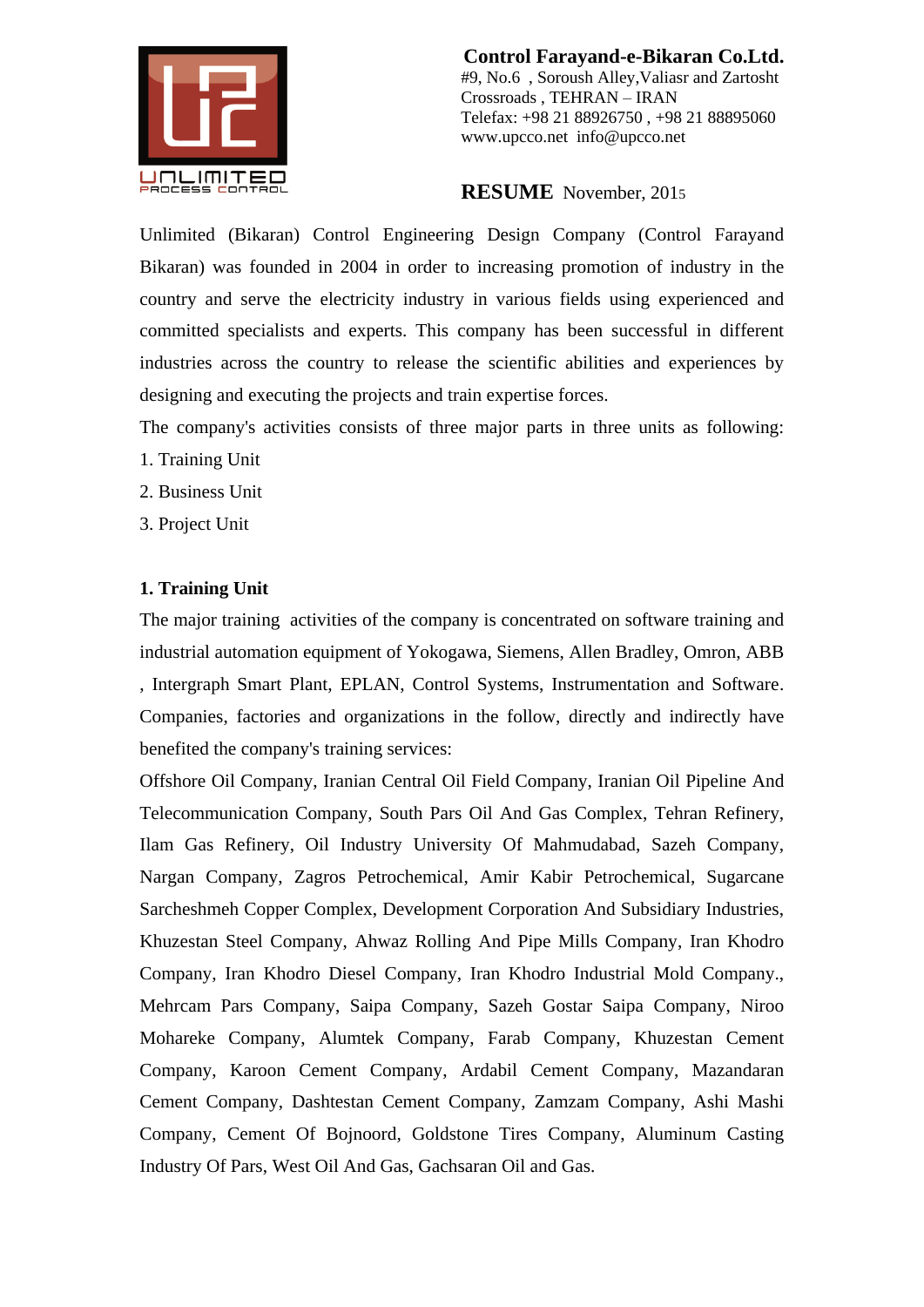**Control Farayand-e-Bikaran Co.Ltd.**
#9, No.6 , Soroush Alley,Valiasr and Zartosht Crossroads , TEHRAN – IRAN
Telefax: +98 21 88926750 , +98 21 88895060
www.upcco.net info@upcco.net

**RESUME** November, 2015

Unlimited (Bikaran) Control Engineering Design Company (Control Farayand Bikaran) was founded in 2004 in order to increasing promotion of industry in the country and serve the electricity industry in various fields using experienced and committed specialists and experts. This company has been successful in different industries across the country to release the scientific abilities and experiences by designing and executing the projects and train expertise forces.

The company's activities consists of three major parts in three units as following:

1. Training Unit
2. Business Unit
3. Project Unit

**1. Training Unit**

The major training activities of the company is concentrated on software training and industrial automation equipment of Yokogawa, Siemens, Allen Bradley, Omron, ABB , Intergraph Smart Plant, EPLAN, Control Systems, Instrumentation and Software. Companies, factories and organizations in the follow, directly and indirectly have benefited the company's training services:

Offshore Oil Company, Iranian Central Oil Field Company, Iranian Oil Pipeline And Telecommunication Company, South Pars Oil And Gas Complex, Tehran Refinery, Ilam Gas Refinery, Oil Industry University Of Mahmudabad, Sazeh Company, Nargan Company, Zagros Petrochemical, Amir Kabir Petrochemical, Sugarcane Sarcheshmeh Copper Complex, Development Corporation And Subsidiary Industries, Khuzestan Steel Company, Ahwaz Rolling And Pipe Mills Company, Iran Khodro Company, Iran Khodro Diesel Company, Iran Khodro Industrial Mold Company., Mehrcam Pars Company, Saipa Company, Sazeh Gostar Saipa Company, Niroo Mohareke Company, Alumtek Company, Farab Company, Khuzestan Cement Company, Karoon Cement Company, Ardabil Cement Company, Mazandaran Cement Company, Dashtestan Cement Company, Zamzam Company, Ashi Mashi Company, Cement Of Bojnoord, Goldstone Tires Company, Aluminum Casting Industry Of Pars, West Oil And Gas, Gachsaran Oil and Gas.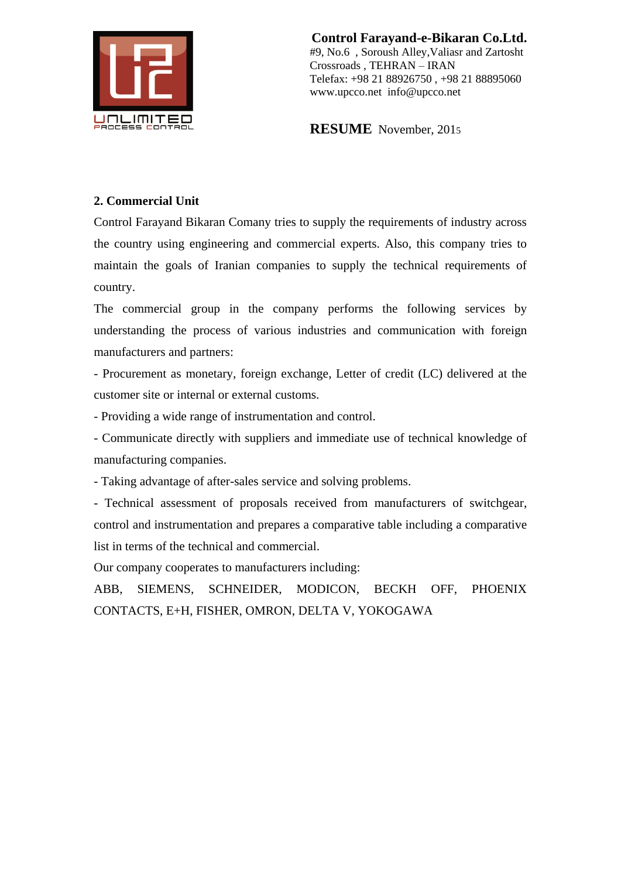**Control Farayand-e-Bikaran Co.Ltd.**
#9, No.6 , Soroush Alley,Valiasr and Zartosht Crossroads , TEHRAN – IRAN
Telefax: +98 21 88926750 , +98 21 88895060
www.upcco.net info@upcco.net

**RESUME** November, 2015

## 2. Commercial Unit

Control Farayand Bikaran Comany tries to supply the requirements of industry across the country using engineering and commercial experts. Also, this company tries to maintain the goals of Iranian companies to supply the technical requirements of country.

The commercial group in the company performs the following services by understanding the process of various industries and communication with foreign manufacturers and partners:

- Procurement as monetary, foreign exchange, Letter of credit (LC) delivered at the customer site or internal or external customs.
- Providing a wide range of instrumentation and control.
- Communicate directly with suppliers and immediate use of technical knowledge of manufacturing companies.
- Taking advantage of after-sales service and solving problems.
- Technical assessment of proposals received from manufacturers of switchgear, control and instrumentation and prepares a comparative table including a comparative list in terms of the technical and commercial.

Our company cooperates to manufacturers including:

ABB, SIEMENS, SCHNEIDER, MODICON, BECKH OFF, PHOENIX CONTACTS, E+H, FISHER, OMRON, DELTA V, YOKOGAWA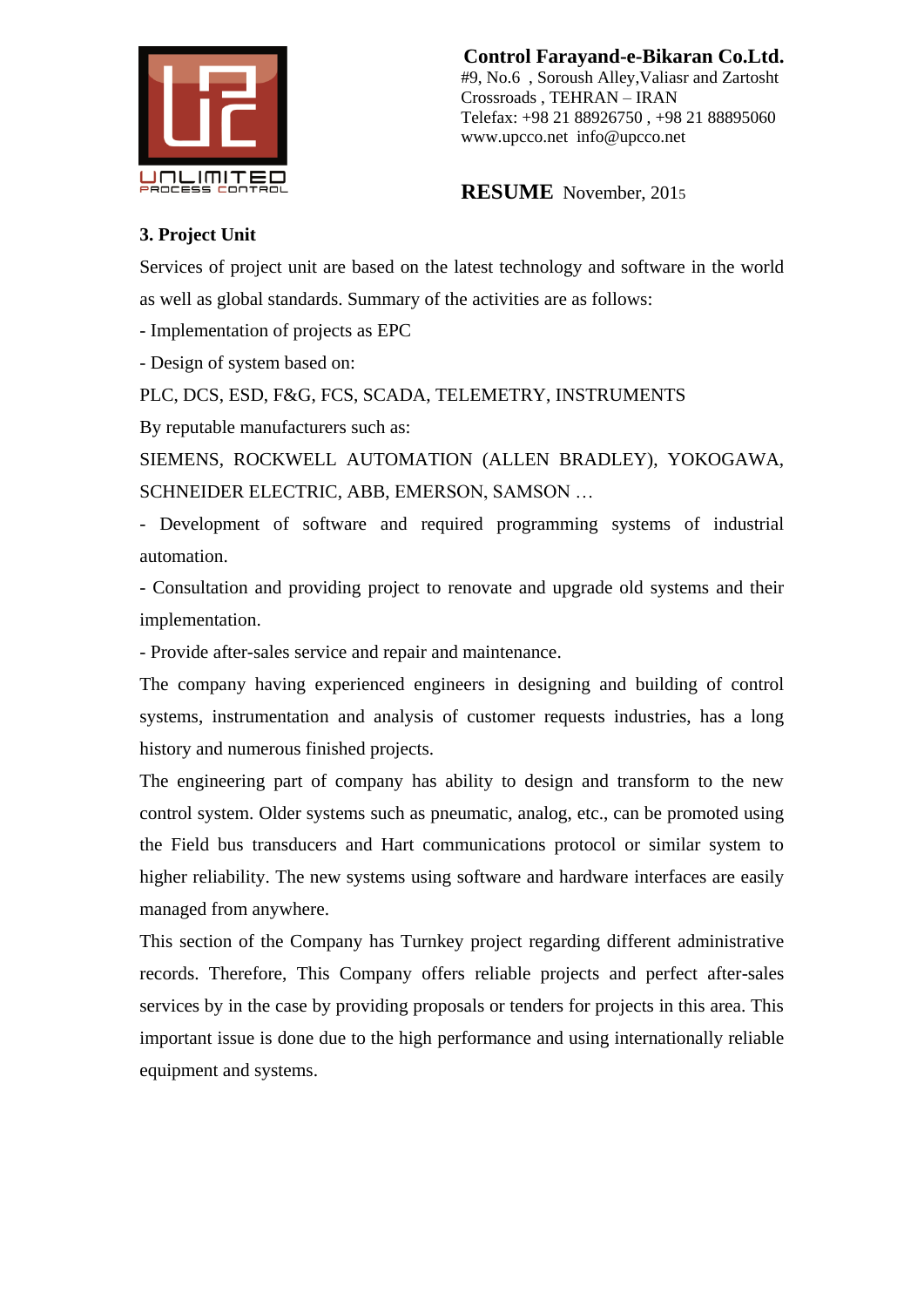**Control Farayand-e-Bikaran Co.Ltd.**
#9, No.6 , Soroush Alley,Valiasr and Zartosht Crossroads , TEHRAN – IRAN
Telefax: +98 21 88926750 , +98 21 88895060
www.upcco.net info@upcco.net

**RESUME** November, 2015

### 3. Project Unit

Services of project unit are based on the latest technology and software in the world as well as global standards. Summary of the activities are as follows:

- Implementation of projects as EPC
- Design of system based on:

PLC, DCS, ESD, F&G, FCS, SCADA, TELEMETRY, INSTRUMENTS

By reputable manufacturers such as:

SIEMENS, ROCKWELL AUTOMATION (ALLEN BRADLEY), YOKOGAWA, SCHNEIDER ELECTRIC, ABB, EMERSON, SAMSON …

- Development of software and required programming systems of industrial automation.
- Consultation and providing project to renovate and upgrade old systems and their implementation.
- Provide after-sales service and repair and maintenance.

The company having experienced engineers in designing and building of control systems, instrumentation and analysis of customer requests industries, has a long history and numerous finished projects.

The engineering part of company has ability to design and transform to the new control system. Older systems such as pneumatic, analog, etc., can be promoted using the Field bus transducers and Hart communications protocol or similar system to higher reliability. The new systems using software and hardware interfaces are easily managed from anywhere.

This section of the Company has Turnkey project regarding different administrative records. Therefore, This Company offers reliable projects and perfect after-sales services by in the case by providing proposals or tenders for projects in this area. This important issue is done due to the high performance and using internationally reliable equipment and systems.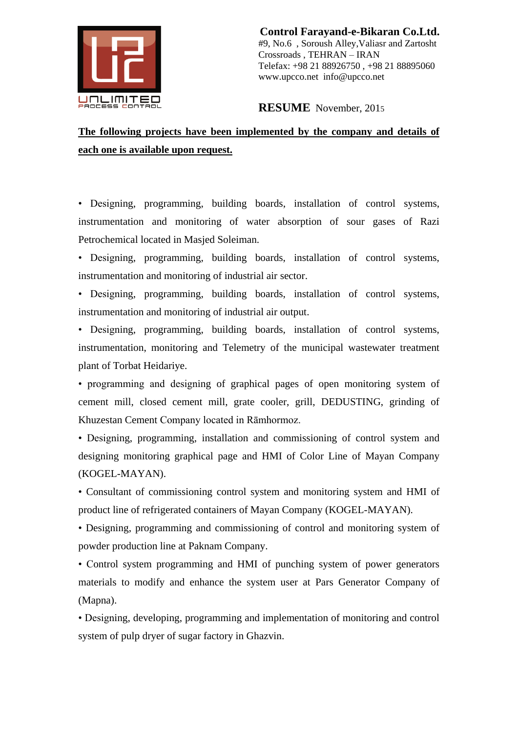**Control Farayand-e-Bikaran Co.Ltd.**
#9, No.6 , Soroush Alley,Valiasr and Zartosht
Crossroads , TEHRAN – IRAN
Telefax: +98 21 88926750 , +98 21 88895060
www.upcco.net info@upcco.net

**RESUME** November, 2015

**The following projects have been implemented by the company and details of each one is available upon request.**

- Designing, programming, building boards, installation of control systems, instrumentation and monitoring of water absorption of sour gases of Razi Petrochemical located in Masjed Soleiman.
- Designing, programming, building boards, installation of control systems, instrumentation and monitoring of industrial air sector.
- Designing, programming, building boards, installation of control systems, instrumentation and monitoring of industrial air output.
- Designing, programming, building boards, installation of control systems, instrumentation, monitoring and Telemetry of the municipal wastewater treatment plant of Torbat Heidariye.
- programming and designing of graphical pages of open monitoring system of cement mill, closed cement mill, grate cooler, grill, DEDUSTING, grinding of Khuzestan Cement Company located in Rāmhormoz.
- Designing, programming, installation and commissioning of control system and designing monitoring graphical page and HMI of Color Line of Mayan Company (KOGEL-MAYAN).
- Consultant of commissioning control system and monitoring system and HMI of product line of refrigerated containers of Mayan Company (KOGEL-MAYAN).
- Designing, programming and commissioning of control and monitoring system of powder production line at Paknam Company.
- Control system programming and HMI of punching system of power generators materials to modify and enhance the system user at Pars Generator Company of (Mapna).
- Designing, developing, programming and implementation of monitoring and control system of pulp dryer of sugar factory in Ghazvin.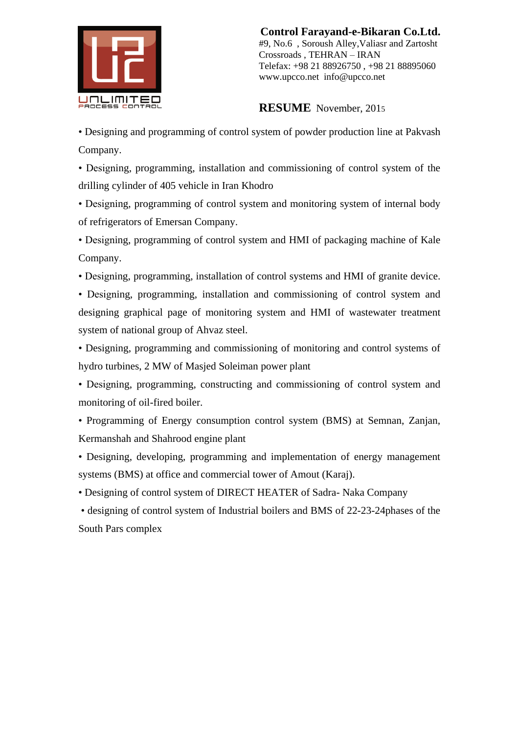**Control Farayand-e-Bikaran Co.Ltd.**
#9, No.6 , Soroush Alley,Valiasr and Zartosht Crossroads , TEHRAN – IRAN
Telefax: +98 21 88926750 , +98 21 88895060
www.upcco.net info@upcco.net

**RESUME** November, 2015

- Designing and programming of control system of powder production line at Pakvash Company.
- Designing, programming, installation and commissioning of control system of the drilling cylinder of 405 vehicle in Iran Khodro
- Designing, programming of control system and monitoring system of internal body of refrigerators of Emersan Company.
- Designing, programming of control system and HMI of packaging machine of Kale Company.
- Designing, programming, installation of control systems and HMI of granite device.
- Designing, programming, installation and commissioning of control system and designing graphical page of monitoring system and HMI of wastewater treatment system of national group of Ahvaz steel.
- Designing, programming and commissioning of monitoring and control systems of hydro turbines, 2 MW of Masjed Soleiman power plant
- Designing, programming, constructing and commissioning of control system and monitoring of oil-fired boiler.
- Programming of Energy consumption control system (BMS) at Semnan, Zanjan, Kermanshah and Shahrood engine plant
- Designing, developing, programming and implementation of energy management systems (BMS) at office and commercial tower of Amout (Karaj).
- Designing of control system of DIRECT HEATER of Sadra- Naka Company
- designing of control system of Industrial boilers and BMS of 22-23-24phases of the South Pars complex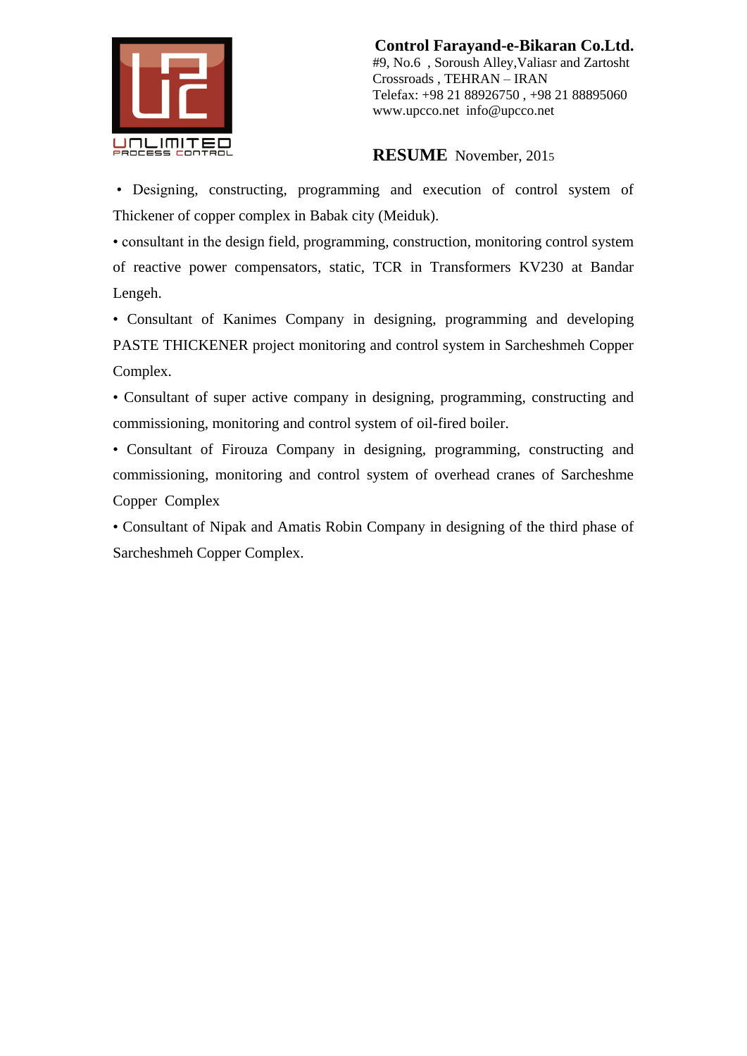**Control Farayand-e-Bikaran Co.Ltd.**
#9, No.6 , Soroush Alley,Valiasr and Zartosht Crossroads , TEHRAN – IRAN
Telefax: +98 21 88926750 , +98 21 88895060
www.upcco.net info@upcco.net

**RESUME** November, 2015

- Designing, constructing, programming and execution of control system of Thickener of copper complex in Babak city (Meiduk).
- consultant in the design field, programming, construction, monitoring control system of reactive power compensators, static, TCR in Transformers KV230 at Bandar Lengeh.
- Consultant of Kanimes Company in designing, programming and developing PASTE THICKENER project monitoring and control system in Sarcheshmeh Copper Complex.
- Consultant of super active company in designing, programming, constructing and commissioning, monitoring and control system of oil-fired boiler.
- Consultant of Firouza Company in designing, programming, constructing and commissioning, monitoring and control system of overhead cranes of Sarcheshme Copper Complex
- Consultant of Nipak and Amatis Robin Company in designing of the third phase of Sarcheshmeh Copper Complex.